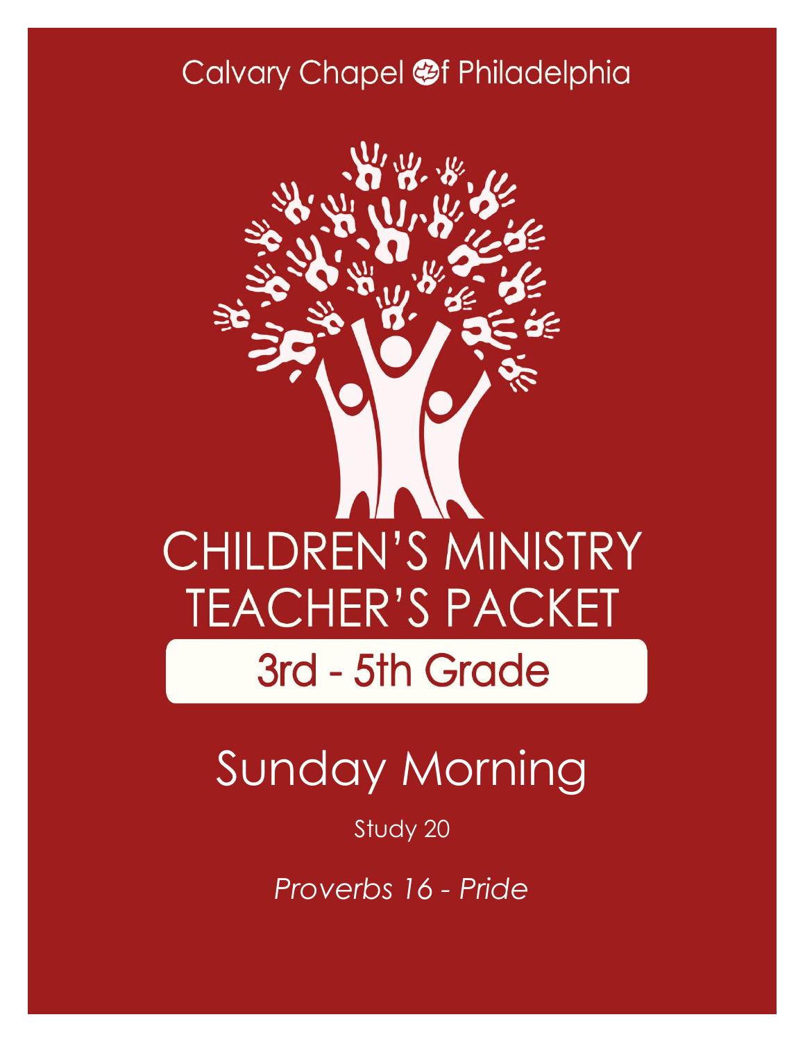Calvary Chapel of Philadelphia

# CHILDREN'S MINISTRY TEACHER'S PACKET

## 3rd - 5th Grade

# Sunday Morning

Study 20

*Proverbs 16 - Pride*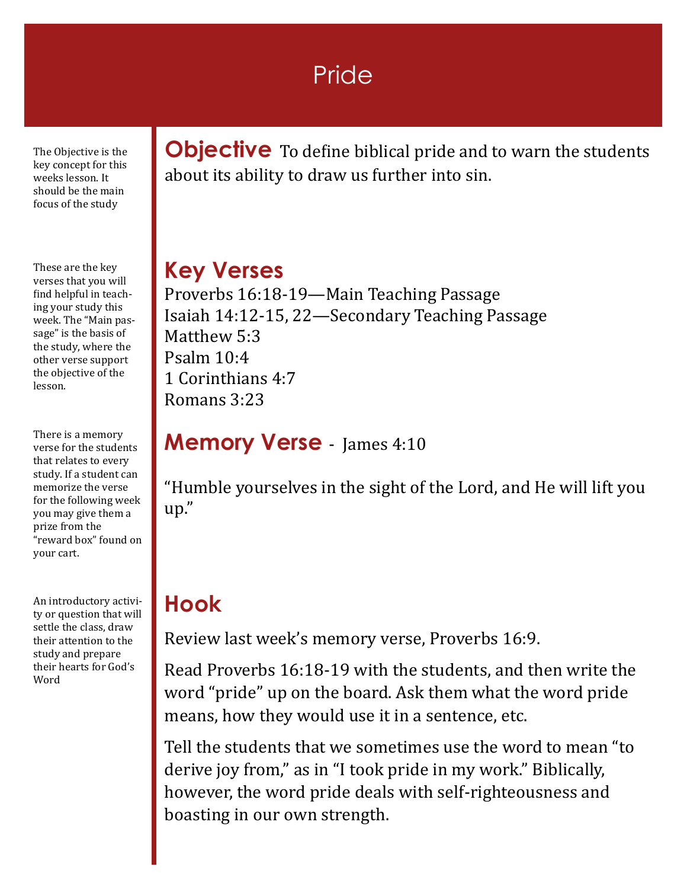# Pride

The Objective is the key concept for this weeks lesson. It should be the main focus of the study

## Objective

To define biblical pride and to warn the students about its ability to draw us further into sin.

These are the key verses that you will find helpful in teaching your study this week. The "Main passage" is the basis of the study, where the other verse support the objective of the lesson.

## Key Verses

Proverbs 16:18-19—Main Teaching Passage
Isaiah 14:12-15, 22—Secondary Teaching Passage
Matthew 5:3
Psalm 10:4
1 Corinthians 4:7
Romans 3:23

There is a memory verse for the students that relates to every study. If a student can memorize the verse for the following week you may give them a prize from the "reward box" found on your cart.

## Memory Verse - James 4:10

"Humble yourselves in the sight of the Lord, and He will lift you up."

An introductory activity or question that will settle the class, draw their attention to the study and prepare their hearts for God's Word

## Hook

Review last week's memory verse, Proverbs 16:9.

Read Proverbs 16:18-19 with the students, and then write the word "pride" up on the board. Ask them what the word pride means, how they would use it in a sentence, etc.

Tell the students that we sometimes use the word to mean "to derive joy from," as in "I took pride in my work." Biblically, however, the word pride deals with self-righteousness and boasting in our own strength.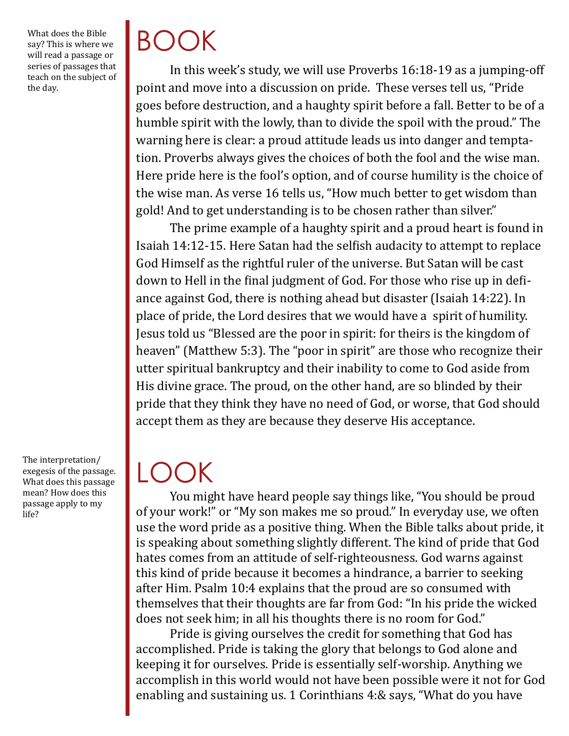What does the Bible say? This is where we will read a passage or series of passages that teach on the subject of the day.

# BOOK

In this week's study, we will use Proverbs 16:18-19 as a jumping-off point and move into a discussion on pride. These verses tell us, "Pride goes before destruction, and a haughty spirit before a fall. Better to be of a humble spirit with the lowly, than to divide the spoil with the proud." The warning here is clear: a proud attitude leads us into danger and temptation. Proverbs always gives the choices of both the fool and the wise man. Here pride here is the fool's option, and of course humility is the choice of the wise man. As verse 16 tells us, "How much better to get wisdom than gold! And to get understanding is to be chosen rather than silver."

The prime example of a haughty spirit and a proud heart is found in Isaiah 14:12-15. Here Satan had the selfish audacity to attempt to replace God Himself as the rightful ruler of the universe. But Satan will be cast down to Hell in the final judgment of God. For those who rise up in defiance against God, there is nothing ahead but disaster (Isaiah 14:22). In place of pride, the Lord desires that we would have a spirit of humility. Jesus told us "Blessed are the poor in spirit: for theirs is the kingdom of heaven" (Matthew 5:3). The "poor in spirit" are those who recognize their utter spiritual bankruptcy and their inability to come to God aside from His divine grace. The proud, on the other hand, are so blinded by their pride that they think they have no need of God, or worse, that God should accept them as they are because they deserve His acceptance.

The interpretation/exegesis of the passage. What does this passage mean? How does this passage apply to my life?

# LOOK

You might have heard people say things like, "You should be proud of your work!" or "My son makes me so proud." In everyday use, we often use the word pride as a positive thing. When the Bible talks about pride, it is speaking about something slightly different. The kind of pride that God hates comes from an attitude of self-righteousness. God warns against this kind of pride because it becomes a hindrance, a barrier to seeking after Him. Psalm 10:4 explains that the proud are so consumed with themselves that their thoughts are far from God: "In his pride the wicked does not seek him; in all his thoughts there is no room for God."

Pride is giving ourselves the credit for something that God has accomplished. Pride is taking the glory that belongs to God alone and keeping it for ourselves. Pride is essentially self-worship. Anything we accomplish in this world would not have been possible were it not for God enabling and sustaining us. 1 Corinthians 4:& says, "What do you have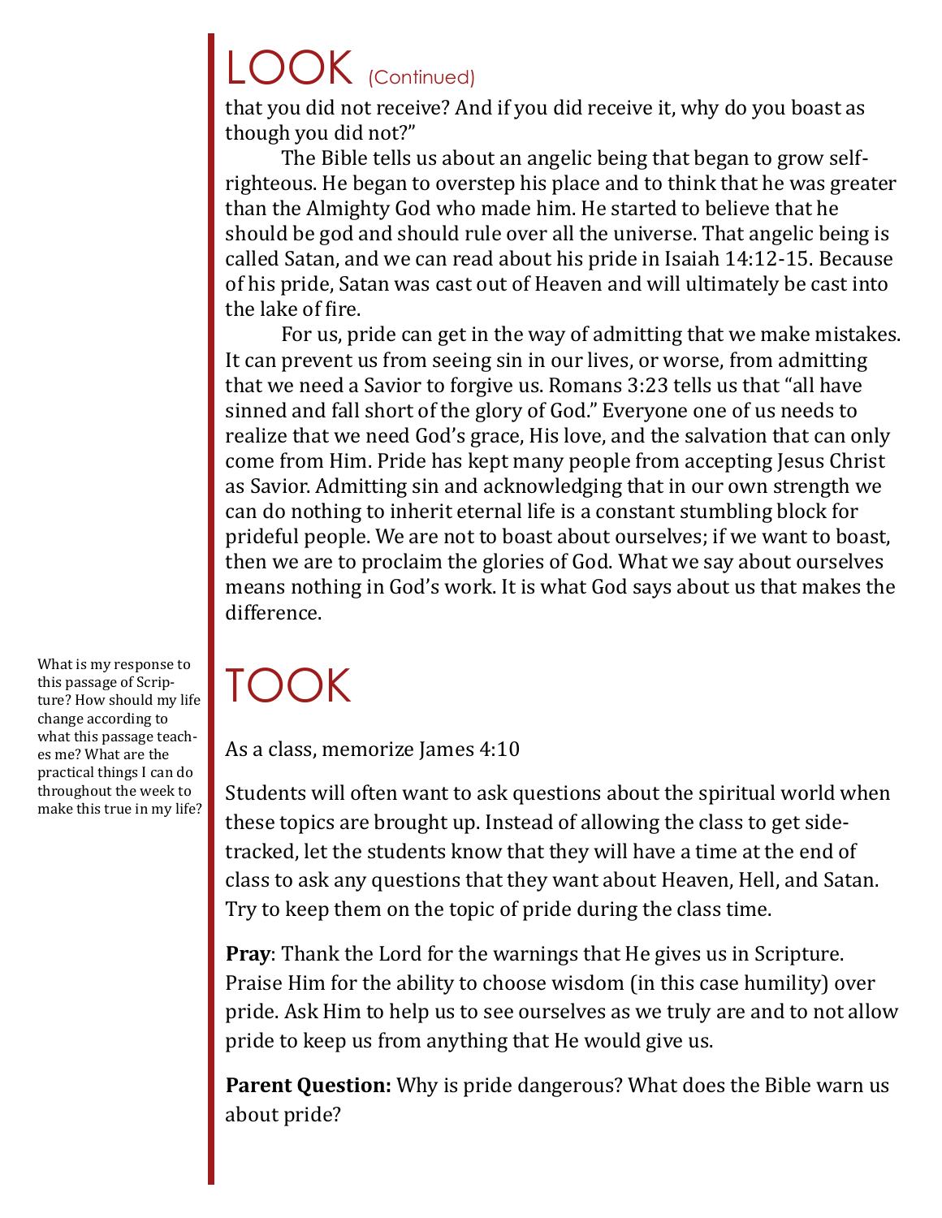# LOOK (Continued)

that you did not receive? And if you did receive it, why do you boast as though you did not?"

The Bible tells us about an angelic being that began to grow self-righteous. He began to overstep his place and to think that he was greater than the Almighty God who made him. He started to believe that he should be god and should rule over all the universe. That angelic being is called Satan, and we can read about his pride in Isaiah 14:12-15. Because of his pride, Satan was cast out of Heaven and will ultimately be cast into the lake of fire.

For us, pride can get in the way of admitting that we make mistakes. It can prevent us from seeing sin in our lives, or worse, from admitting that we need a Savior to forgive us. Romans 3:23 tells us that "all have sinned and fall short of the glory of God." Everyone one of us needs to realize that we need God's grace, His love, and the salvation that can only come from Him. Pride has kept many people from accepting Jesus Christ as Savior. Admitting sin and acknowledging that in our own strength we can do nothing to inherit eternal life is a constant stumbling block for prideful people. We are not to boast about ourselves; if we want to boast, then we are to proclaim the glories of God. What we say about ourselves means nothing in God's work. It is what God says about us that makes the difference.

# TOOK

What is my response to this passage of Scripture? How should my life change according to what this passage teaches me? What are the practical things I can do throughout the week to make this true in my life?

As a class, memorize James 4:10

Students will often want to ask questions about the spiritual world when these topics are brought up. Instead of allowing the class to get sidetracked, let the students know that they will have a time at the end of class to ask any questions that they want about Heaven, Hell, and Satan. Try to keep them on the topic of pride during the class time.

**Pray**: Thank the Lord for the warnings that He gives us in Scripture. Praise Him for the ability to choose wisdom (in this case humility) over pride. Ask Him to help us to see ourselves as we truly are and to not allow pride to keep us from anything that He would give us.

**Parent Question:** Why is pride dangerous? What does the Bible warn us about pride?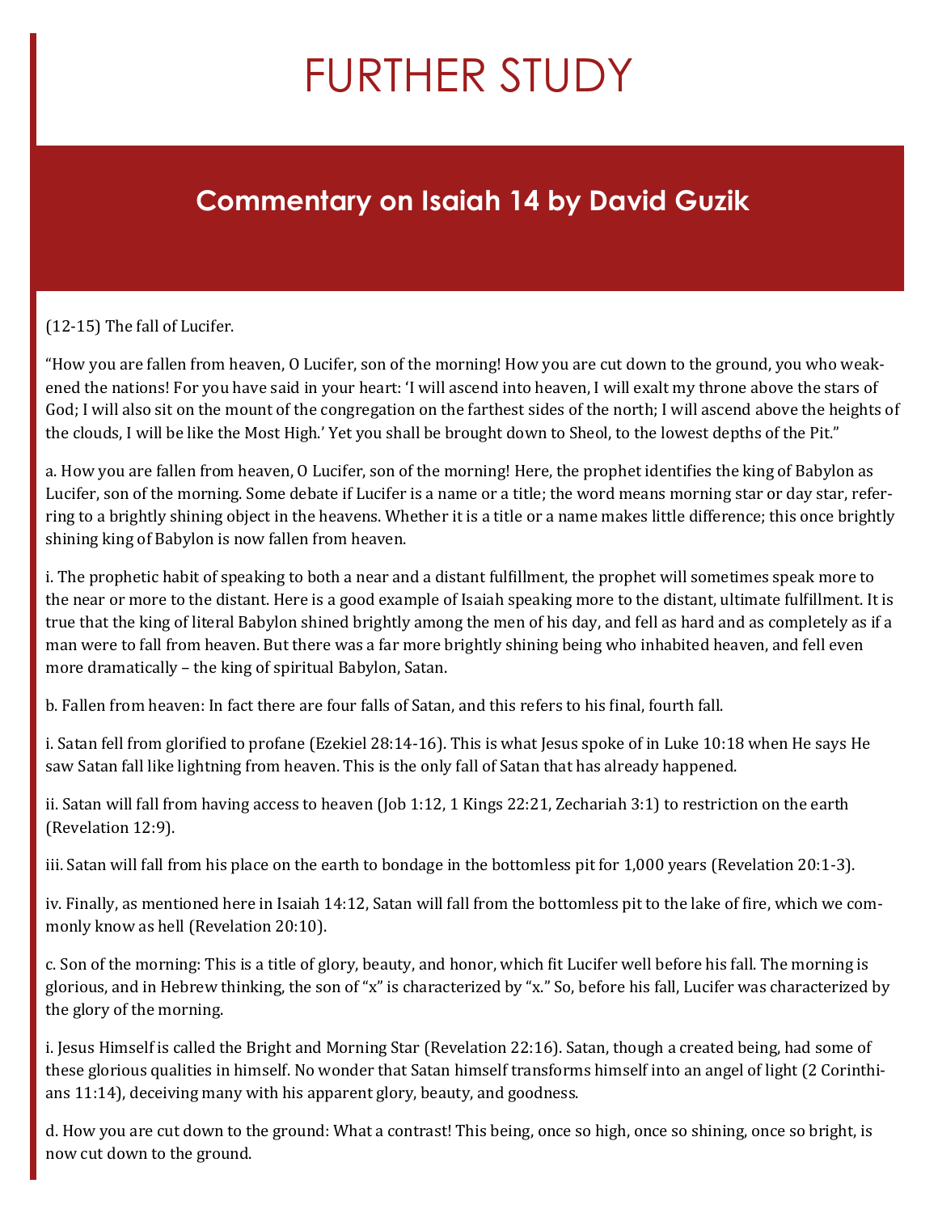# FURTHER STUDY

## Commentary on Isaiah 14 by David Guzik

(12-15) The fall of Lucifer.

"How you are fallen from heaven, O Lucifer, son of the morning! How you are cut down to the ground, you who weakened the nations! For you have said in your heart: 'I will ascend into heaven, I will exalt my throne above the stars of God; I will also sit on the mount of the congregation on the farthest sides of the north; I will ascend above the heights of the clouds, I will be like the Most High.' Yet you shall be brought down to Sheol, to the lowest depths of the Pit."

a. How you are fallen from heaven, O Lucifer, son of the morning! Here, the prophet identifies the king of Babylon as Lucifer, son of the morning. Some debate if Lucifer is a name or a title; the word means morning star or day star, referring to a brightly shining object in the heavens. Whether it is a title or a name makes little difference; this once brightly shining king of Babylon is now fallen from heaven.

i. The prophetic habit of speaking to both a near and a distant fulfillment, the prophet will sometimes speak more to the near or more to the distant. Here is a good example of Isaiah speaking more to the distant, ultimate fulfillment. It is true that the king of literal Babylon shined brightly among the men of his day, and fell as hard and as completely as if a man were to fall from heaven. But there was a far more brightly shining being who inhabited heaven, and fell even more dramatically – the king of spiritual Babylon, Satan.

b. Fallen from heaven: In fact there are four falls of Satan, and this refers to his final, fourth fall.

i. Satan fell from glorified to profane (Ezekiel 28:14-16). This is what Jesus spoke of in Luke 10:18 when He says He saw Satan fall like lightning from heaven. This is the only fall of Satan that has already happened.

ii. Satan will fall from having access to heaven (Job 1:12, 1 Kings 22:21, Zechariah 3:1) to restriction on the earth (Revelation 12:9).

iii. Satan will fall from his place on the earth to bondage in the bottomless pit for 1,000 years (Revelation 20:1-3).

iv. Finally, as mentioned here in Isaiah 14:12, Satan will fall from the bottomless pit to the lake of fire, which we commonly know as hell (Revelation 20:10).

c. Son of the morning: This is a title of glory, beauty, and honor, which fit Lucifer well before his fall. The morning is glorious, and in Hebrew thinking, the son of "x" is characterized by "x." So, before his fall, Lucifer was characterized by the glory of the morning.

i. Jesus Himself is called the Bright and Morning Star (Revelation 22:16). Satan, though a created being, had some of these glorious qualities in himself. No wonder that Satan himself transforms himself into an angel of light (2 Corinthians 11:14), deceiving many with his apparent glory, beauty, and goodness.

d. How you are cut down to the ground: What a contrast! This being, once so high, once so shining, once so bright, is now cut down to the ground.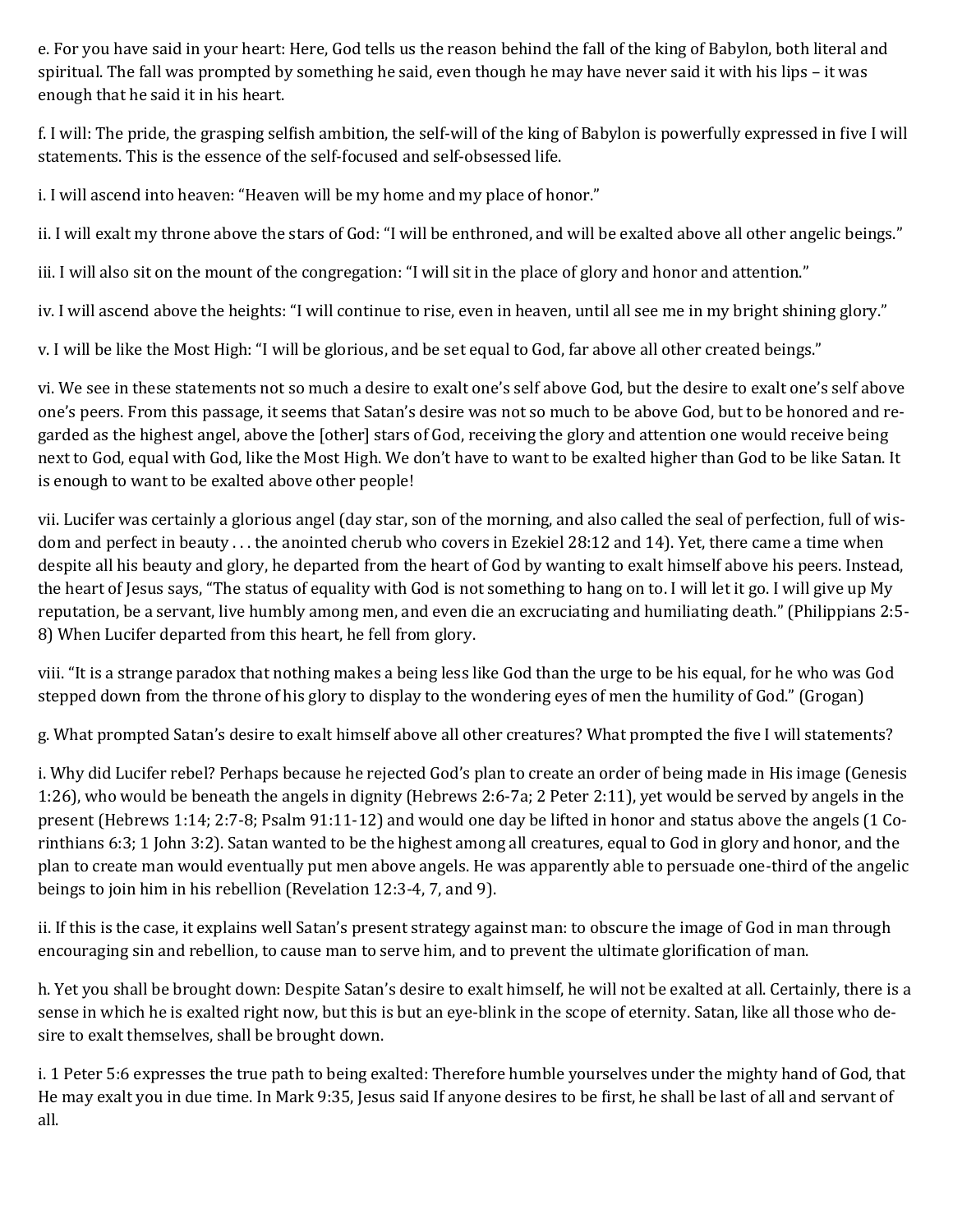e. For you have said in your heart: Here, God tells us the reason behind the fall of the king of Babylon, both literal and spiritual. The fall was prompted by something he said, even though he may have never said it with his lips – it was enough that he said it in his heart.

f. I will: The pride, the grasping selfish ambition, the self-will of the king of Babylon is powerfully expressed in five I will statements. This is the essence of the self-focused and self-obsessed life.

i. I will ascend into heaven: "Heaven will be my home and my place of honor."

ii. I will exalt my throne above the stars of God: "I will be enthroned, and will be exalted above all other angelic beings."

iii. I will also sit on the mount of the congregation: "I will sit in the place of glory and honor and attention."

iv. I will ascend above the heights: "I will continue to rise, even in heaven, until all see me in my bright shining glory."

v. I will be like the Most High: "I will be glorious, and be set equal to God, far above all other created beings."

vi. We see in these statements not so much a desire to exalt one's self above God, but the desire to exalt one's self above one's peers. From this passage, it seems that Satan's desire was not so much to be above God, but to be honored and regarded as the highest angel, above the [other] stars of God, receiving the glory and attention one would receive being next to God, equal with God, like the Most High. We don't have to want to be exalted higher than God to be like Satan. It is enough to want to be exalted above other people!

vii. Lucifer was certainly a glorious angel (day star, son of the morning, and also called the seal of perfection, full of wisdom and perfect in beauty . . . the anointed cherub who covers in Ezekiel 28:12 and 14). Yet, there came a time when despite all his beauty and glory, he departed from the heart of God by wanting to exalt himself above his peers. Instead, the heart of Jesus says, "The status of equality with God is not something to hang on to. I will let it go. I will give up My reputation, be a servant, live humbly among men, and even die an excruciating and humiliating death." (Philippians 2:5-8) When Lucifer departed from this heart, he fell from glory.

viii. "It is a strange paradox that nothing makes a being less like God than the urge to be his equal, for he who was God stepped down from the throne of his glory to display to the wondering eyes of men the humility of God." (Grogan)

g. What prompted Satan's desire to exalt himself above all other creatures? What prompted the five I will statements?

i. Why did Lucifer rebel? Perhaps because he rejected God's plan to create an order of being made in His image (Genesis 1:26), who would be beneath the angels in dignity (Hebrews 2:6-7a; 2 Peter 2:11), yet would be served by angels in the present (Hebrews 1:14; 2:7-8; Psalm 91:11-12) and would one day be lifted in honor and status above the angels (1 Corinthians 6:3; 1 John 3:2). Satan wanted to be the highest among all creatures, equal to God in glory and honor, and the plan to create man would eventually put men above angels. He was apparently able to persuade one-third of the angelic beings to join him in his rebellion (Revelation 12:3-4, 7, and 9).

ii. If this is the case, it explains well Satan's present strategy against man: to obscure the image of God in man through encouraging sin and rebellion, to cause man to serve him, and to prevent the ultimate glorification of man.

h. Yet you shall be brought down: Despite Satan's desire to exalt himself, he will not be exalted at all. Certainly, there is a sense in which he is exalted right now, but this is but an eye-blink in the scope of eternity. Satan, like all those who desire to exalt themselves, shall be brought down.

i. 1 Peter 5:6 expresses the true path to being exalted: Therefore humble yourselves under the mighty hand of God, that He may exalt you in due time. In Mark 9:35, Jesus said If anyone desires to be first, he shall be last of all and servant of all.